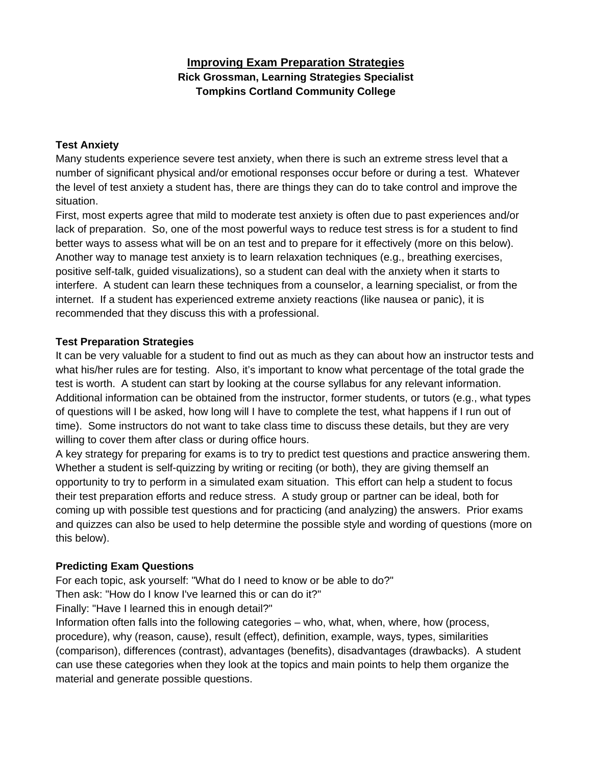# Improving Exam Preparation Strategies

**Rick Grossman, Learning Strategies Specialist**
**Tompkins Cortland Community College**

## Test Anxiety

Many students experience severe test anxiety, when there is such an extreme stress level that a number of significant physical and/or emotional responses occur before or during a test. Whatever the level of test anxiety a student has, there are things they can do to take control and improve the situation.

First, most experts agree that mild to moderate test anxiety is often due to past experiences and/or lack of preparation. So, one of the most powerful ways to reduce test stress is for a student to find better ways to assess what will be on an test and to prepare for it effectively (more on this below). Another way to manage test anxiety is to learn relaxation techniques (e.g., breathing exercises, positive self-talk, guided visualizations), so a student can deal with the anxiety when it starts to interfere. A student can learn these techniques from a counselor, a learning specialist, or from the internet. If a student has experienced extreme anxiety reactions (like nausea or panic), it is recommended that they discuss this with a professional.

## Test Preparation Strategies

It can be very valuable for a student to find out as much as they can about how an instructor tests and what his/her rules are for testing. Also, it's important to know what percentage of the total grade the test is worth. A student can start by looking at the course syllabus for any relevant information. Additional information can be obtained from the instructor, former students, or tutors (e.g., what types of questions will I be asked, how long will I have to complete the test, what happens if I run out of time). Some instructors do not want to take class time to discuss these details, but they are very willing to cover them after class or during office hours.

A key strategy for preparing for exams is to try to predict test questions and practice answering them. Whether a student is self-quizzing by writing or reciting (or both), they are giving themself an opportunity to try to perform in a simulated exam situation. This effort can help a student to focus their test preparation efforts and reduce stress. A study group or partner can be ideal, both for coming up with possible test questions and for practicing (and analyzing) the answers. Prior exams and quizzes can also be used to help determine the possible style and wording of questions (more on this below).

## Predicting Exam Questions

For each topic, ask yourself: "What do I need to know or be able to do?"

Then ask: "How do I know I've learned this or can do it?"

Finally: "Have I learned this in enough detail?"

Information often falls into the following categories – who, what, when, where, how (process, procedure), why (reason, cause), result (effect), definition, example, ways, types, similarities (comparison), differences (contrast), advantages (benefits), disadvantages (drawbacks). A student can use these categories when they look at the topics and main points to help them organize the material and generate possible questions.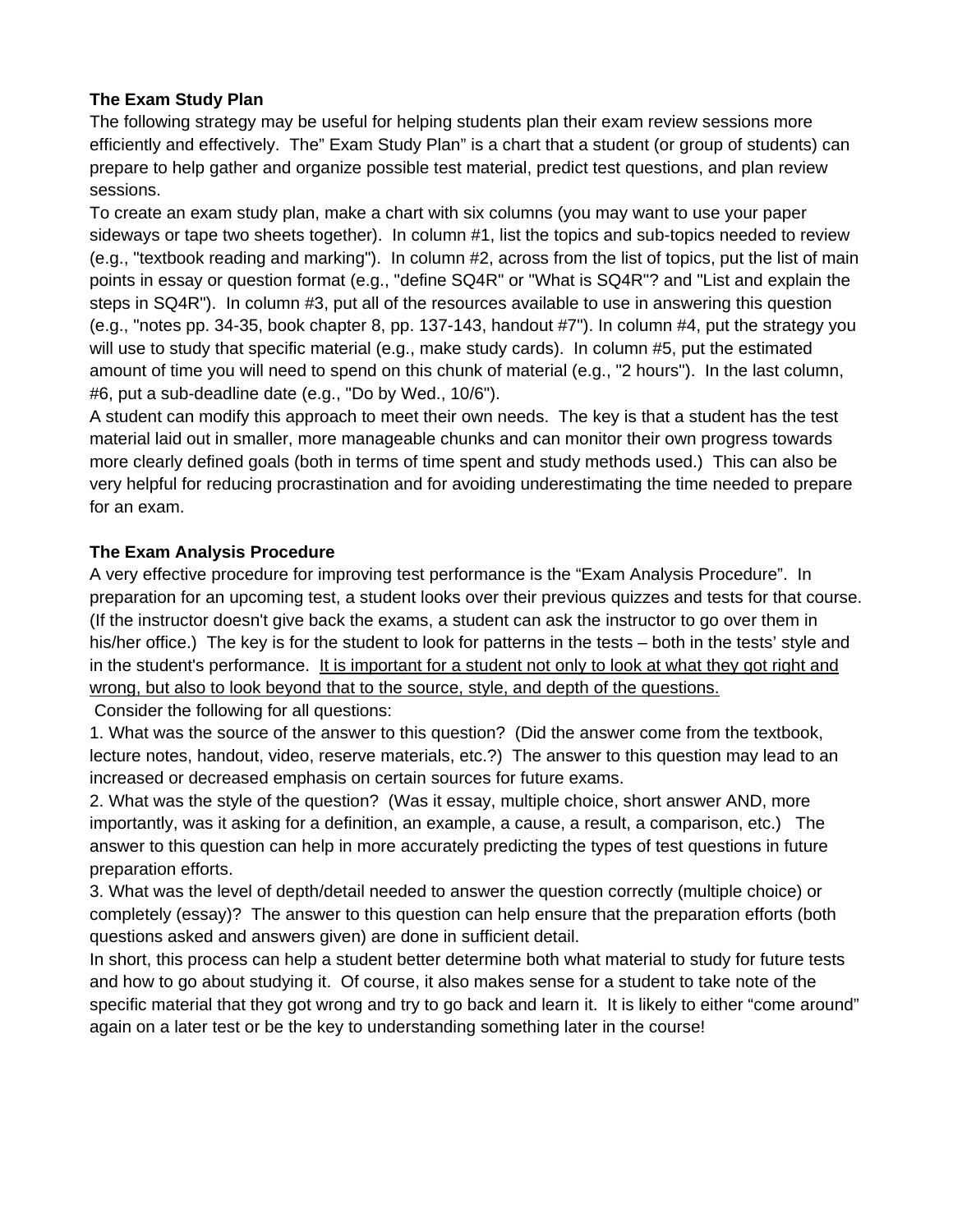**The Exam Study Plan**

The following strategy may be useful for helping students plan their exam review sessions more efficiently and effectively. The" Exam Study Plan" is a chart that a student (or group of students) can prepare to help gather and organize possible test material, predict test questions, and plan review sessions.

To create an exam study plan, make a chart with six columns (you may want to use your paper sideways or tape two sheets together). In column #1, list the topics and sub-topics needed to review (e.g., "textbook reading and marking"). In column #2, across from the list of topics, put the list of main points in essay or question format (e.g., "define SQ4R" or "What is SQ4R"? and "List and explain the steps in SQ4R"). In column #3, put all of the resources available to use in answering this question (e.g., "notes pp. 34-35, book chapter 8, pp. 137-143, handout #7"). In column #4, put the strategy you will use to study that specific material (e.g., make study cards). In column #5, put the estimated amount of time you will need to spend on this chunk of material (e.g., "2 hours"). In the last column, #6, put a sub-deadline date (e.g., "Do by Wed., 10/6").

A student can modify this approach to meet their own needs. The key is that a student has the test material laid out in smaller, more manageable chunks and can monitor their own progress towards more clearly defined goals (both in terms of time spent and study methods used.) This can also be very helpful for reducing procrastination and for avoiding underestimating the time needed to prepare for an exam.

**The Exam Analysis Procedure**

A very effective procedure for improving test performance is the "Exam Analysis Procedure". In preparation for an upcoming test, a student looks over their previous quizzes and tests for that course. (If the instructor doesn't give back the exams, a student can ask the instructor to go over them in his/her office.) The key is for the student to look for patterns in the tests – both in the tests' style and in the student's performance. <u>It is important for a student not only to look at what they got right and wrong, but also to look beyond that to the source, style, and depth of the questions.</u>

Consider the following for all questions:

1. What was the source of the answer to this question? (Did the answer come from the textbook, lecture notes, handout, video, reserve materials, etc.?) The answer to this question may lead to an increased or decreased emphasis on certain sources for future exams.
2. What was the style of the question? (Was it essay, multiple choice, short answer AND, more importantly, was it asking for a definition, an example, a cause, a result, a comparison, etc.) The answer to this question can help in more accurately predicting the types of test questions in future preparation efforts.
3. What was the level of depth/detail needed to answer the question correctly (multiple choice) or completely (essay)? The answer to this question can help ensure that the preparation efforts (both questions asked and answers given) are done in sufficient detail.

In short, this process can help a student better determine both what material to study for future tests and how to go about studying it. Of course, it also makes sense for a student to take note of the specific material that they got wrong and try to go back and learn it. It is likely to either "come around" again on a later test or be the key to understanding something later in the course!